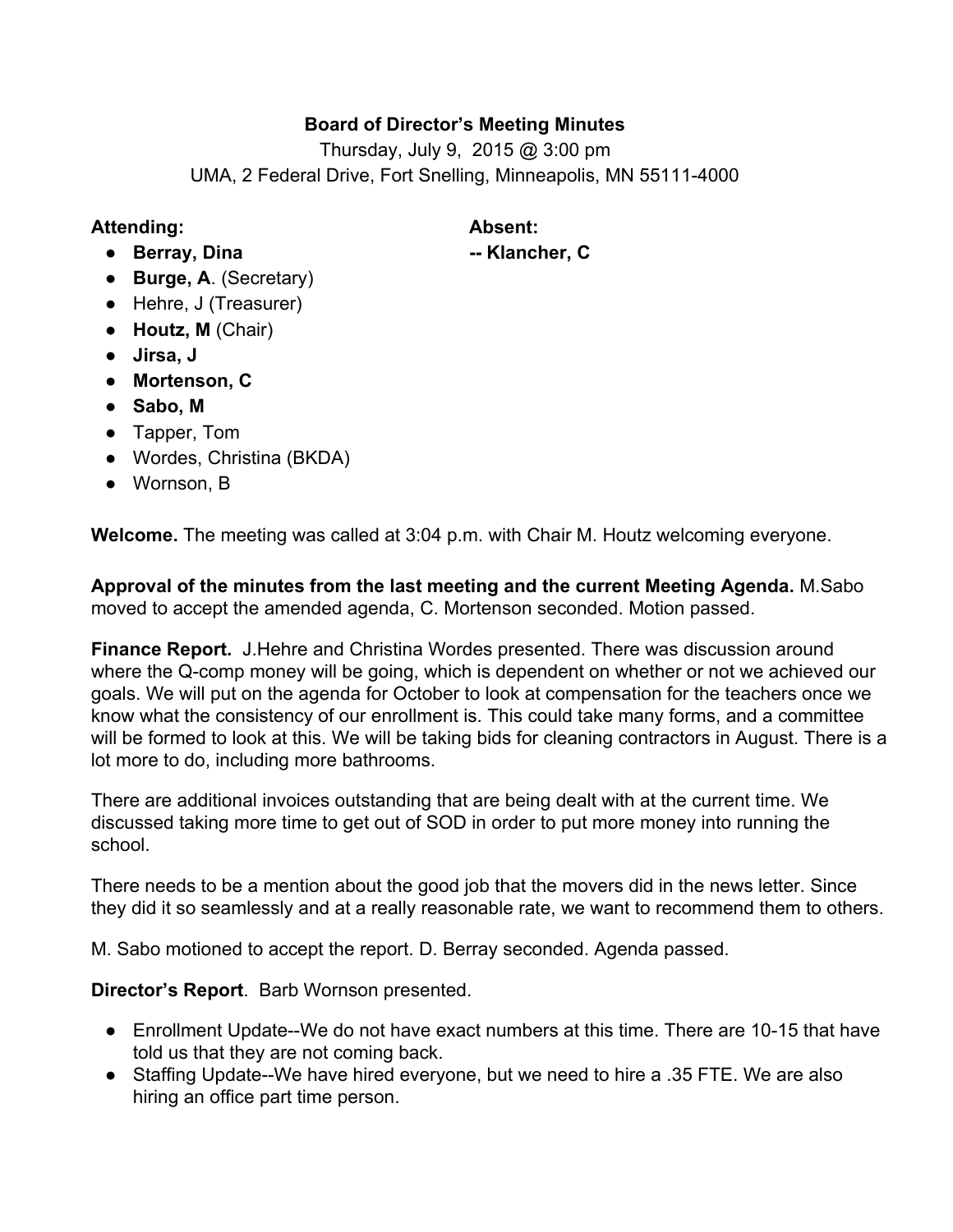**Board of Director's Meeting Minutes**

Thursday, July 9, 2015 @ 3:00 pm

UMA, 2 Federal Drive, Fort Snelling, Minneapolis, MN 55111-4000

**Attending:**

- **Berray, Dina**
- **Burge, A**. (Secretary)
- Hehre, J (Treasurer)
- **Houtz, M** (Chair)
- **Jirsa, J**
- **Mortenson, C**
- **Sabo, M**
- Tapper, Tom
- Wordes, Christina (BKDA)
- Wornson, B

**Absent:**

-- **Klancher, C**

**Welcome.** The meeting was called at 3:04 p.m. with Chair M. Houtz welcoming everyone.

**Approval of the minutes from the last meeting and the current Meeting Agenda.** M.Sabo moved to accept the amended agenda, C. Mortenson seconded. Motion passed.

**Finance Report.** J.Hehre and Christina Wordes presented. There was discussion around where the Q-comp money will be going, which is dependent on whether or not we achieved our goals. We will put on the agenda for October to look at compensation for the teachers once we know what the consistency of our enrollment is. This could take many forms, and a committee will be formed to look at this. We will be taking bids for cleaning contractors in August. There is a lot more to do, including more bathrooms.

There are additional invoices outstanding that are being dealt with at the current time. We discussed taking more time to get out of SOD in order to put more money into running the school.

There needs to be a mention about the good job that the movers did in the news letter. Since they did it so seamlessly and at a really reasonable rate, we want to recommend them to others.

M. Sabo motioned to accept the report. D. Berray seconded. Agenda passed.

**Director's Report**. Barb Wornson presented.

- Enrollment Update--We do not have exact numbers at this time. There are 10-15 that have told us that they are not coming back.
- Staffing Update--We have hired everyone, but we need to hire a .35 FTE. We are also hiring an office part time person.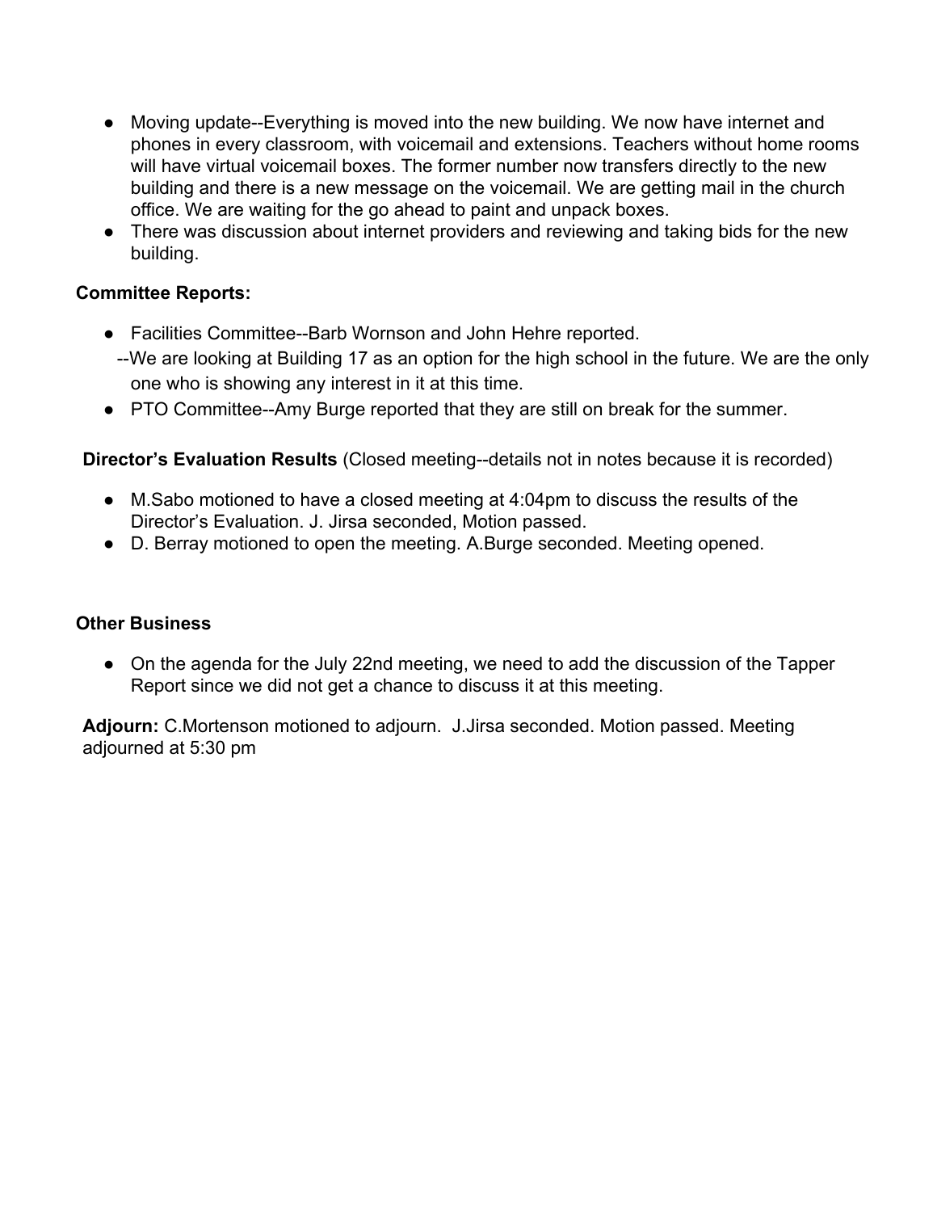- Moving update--Everything is moved into the new building. We now have internet and phones in every classroom, with voicemail and extensions. Teachers without home rooms will have virtual voicemail boxes. The former number now transfers directly to the new building and there is a new message on the voicemail. We are getting mail in the church office. We are waiting for the go ahead to paint and unpack boxes.
- There was discussion about internet providers and reviewing and taking bids for the new building.

**Committee Reports:**

- Facilities Committee--Barb Wornson and John Hehre reported.
  --We are looking at Building 17 as an option for the high school in the future. We are the only one who is showing any interest in it at this time.
- PTO Committee--Amy Burge reported that they are still on break for the summer.

**Director's Evaluation Results** (Closed meeting--details not in notes because it is recorded)

- M.Sabo motioned to have a closed meeting at 4:04pm to discuss the results of the Director's Evaluation. J. Jirsa seconded, Motion passed.
- D. Berray motioned to open the meeting. A.Burge seconded. Meeting opened.

**Other Business**

- On the agenda for the July 22nd meeting, we need to add the discussion of the Tapper Report since we did not get a chance to discuss it at this meeting.

**Adjourn:** C.Mortenson motioned to adjourn. J.Jirsa seconded. Motion passed. Meeting adjourned at 5:30 pm